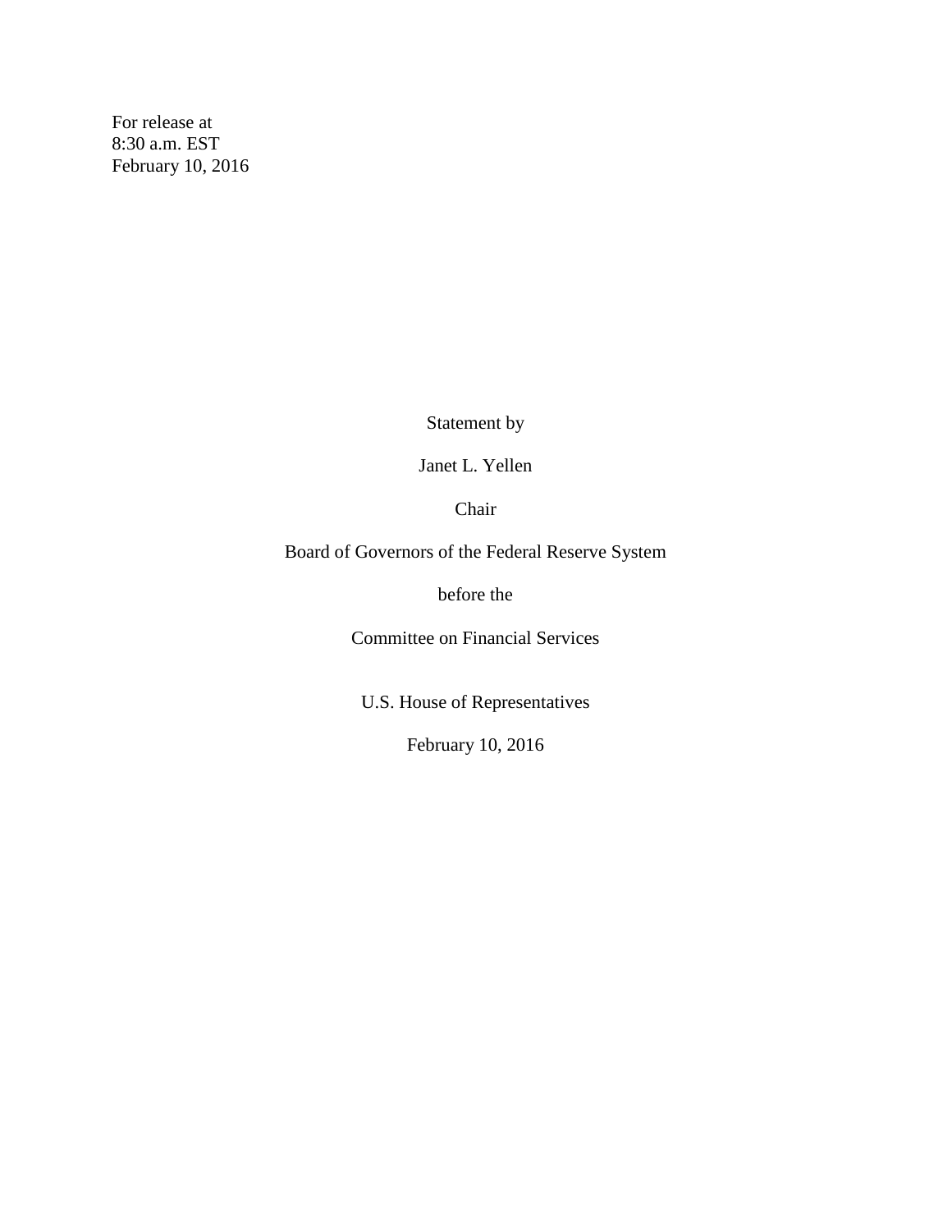For release at
8:30 a.m. EST
February 10, 2016

Statement by

Janet L. Yellen

Chair

Board of Governors of the Federal Reserve System

before the

Committee on Financial Services

U.S. House of Representatives

February 10, 2016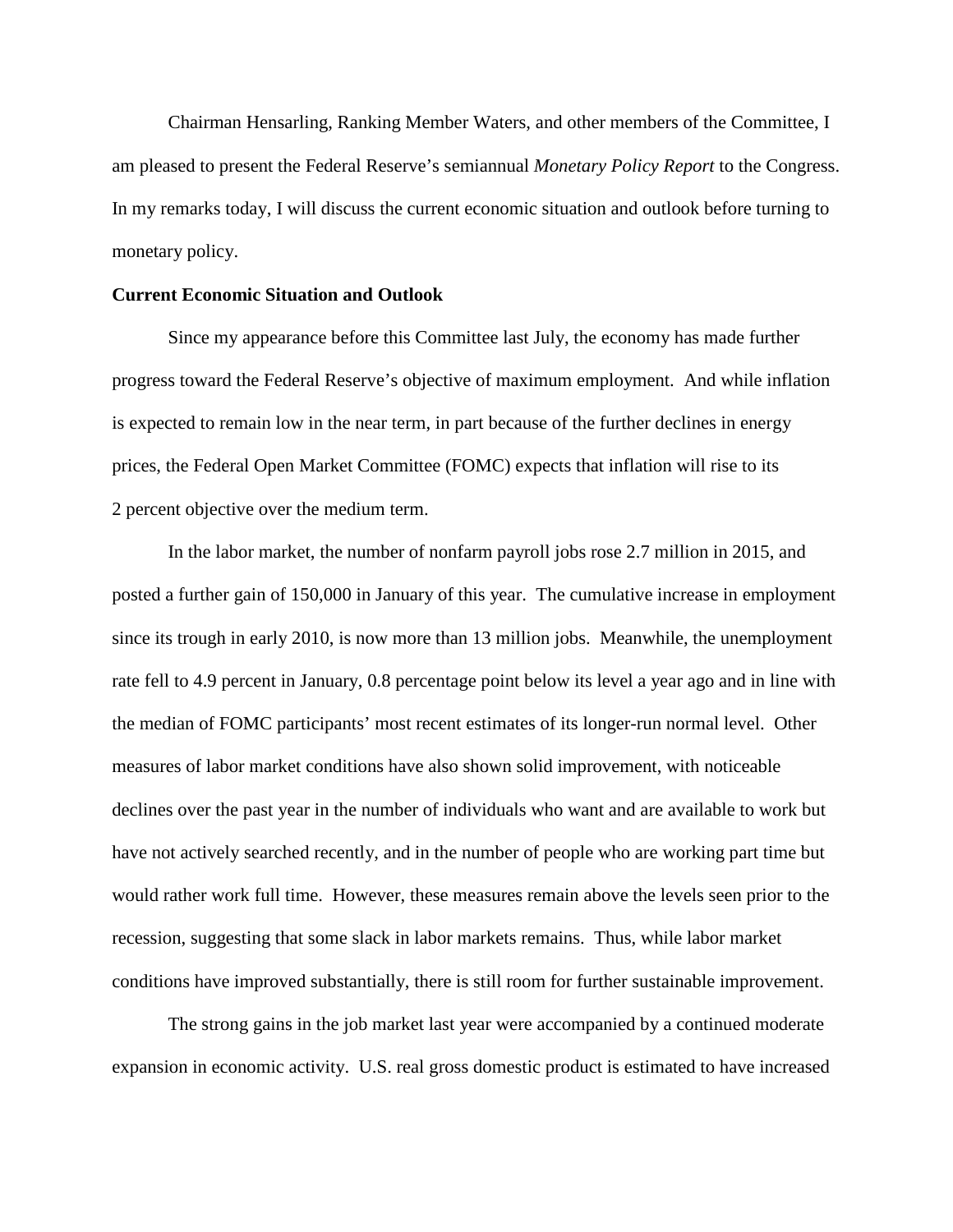Chairman Hensarling, Ranking Member Waters, and other members of the Committee, I am pleased to present the Federal Reserve's semiannual *Monetary Policy Report* to the Congress. In my remarks today, I will discuss the current economic situation and outlook before turning to monetary policy.

**Current Economic Situation and Outlook**

Since my appearance before this Committee last July, the economy has made further progress toward the Federal Reserve's objective of maximum employment. And while inflation is expected to remain low in the near term, in part because of the further declines in energy prices, the Federal Open Market Committee (FOMC) expects that inflation will rise to its 2 percent objective over the medium term.

In the labor market, the number of nonfarm payroll jobs rose 2.7 million in 2015, and posted a further gain of 150,000 in January of this year. The cumulative increase in employment since its trough in early 2010, is now more than 13 million jobs. Meanwhile, the unemployment rate fell to 4.9 percent in January, 0.8 percentage point below its level a year ago and in line with the median of FOMC participants' most recent estimates of its longer-run normal level. Other measures of labor market conditions have also shown solid improvement, with noticeable declines over the past year in the number of individuals who want and are available to work but have not actively searched recently, and in the number of people who are working part time but would rather work full time. However, these measures remain above the levels seen prior to the recession, suggesting that some slack in labor markets remains. Thus, while labor market conditions have improved substantially, there is still room for further sustainable improvement.

The strong gains in the job market last year were accompanied by a continued moderate expansion in economic activity. U.S. real gross domestic product is estimated to have increased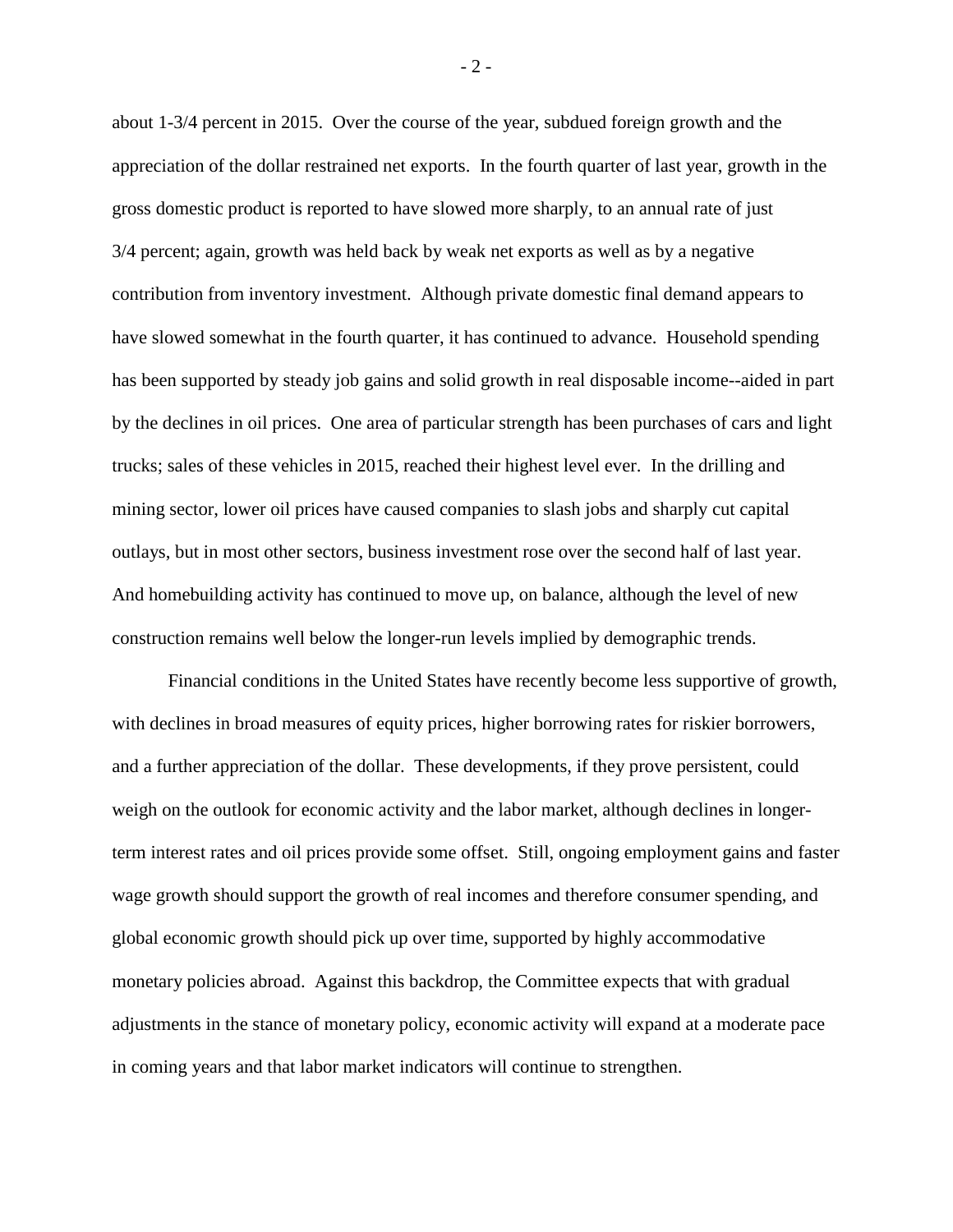about 1-3/4 percent in 2015. Over the course of the year, subdued foreign growth and the appreciation of the dollar restrained net exports. In the fourth quarter of last year, growth in the gross domestic product is reported to have slowed more sharply, to an annual rate of just 3/4 percent; again, growth was held back by weak net exports as well as by a negative contribution from inventory investment. Although private domestic final demand appears to have slowed somewhat in the fourth quarter, it has continued to advance. Household spending has been supported by steady job gains and solid growth in real disposable income--aided in part by the declines in oil prices. One area of particular strength has been purchases of cars and light trucks; sales of these vehicles in 2015, reached their highest level ever. In the drilling and mining sector, lower oil prices have caused companies to slash jobs and sharply cut capital outlays, but in most other sectors, business investment rose over the second half of last year. And homebuilding activity has continued to move up, on balance, although the level of new construction remains well below the longer-run levels implied by demographic trends.

Financial conditions in the United States have recently become less supportive of growth, with declines in broad measures of equity prices, higher borrowing rates for riskier borrowers, and a further appreciation of the dollar. These developments, if they prove persistent, could weigh on the outlook for economic activity and the labor market, although declines in longer-term interest rates and oil prices provide some offset. Still, ongoing employment gains and faster wage growth should support the growth of real incomes and therefore consumer spending, and global economic growth should pick up over time, supported by highly accommodative monetary policies abroad. Against this backdrop, the Committee expects that with gradual adjustments in the stance of monetary policy, economic activity will expand at a moderate pace in coming years and that labor market indicators will continue to strengthen.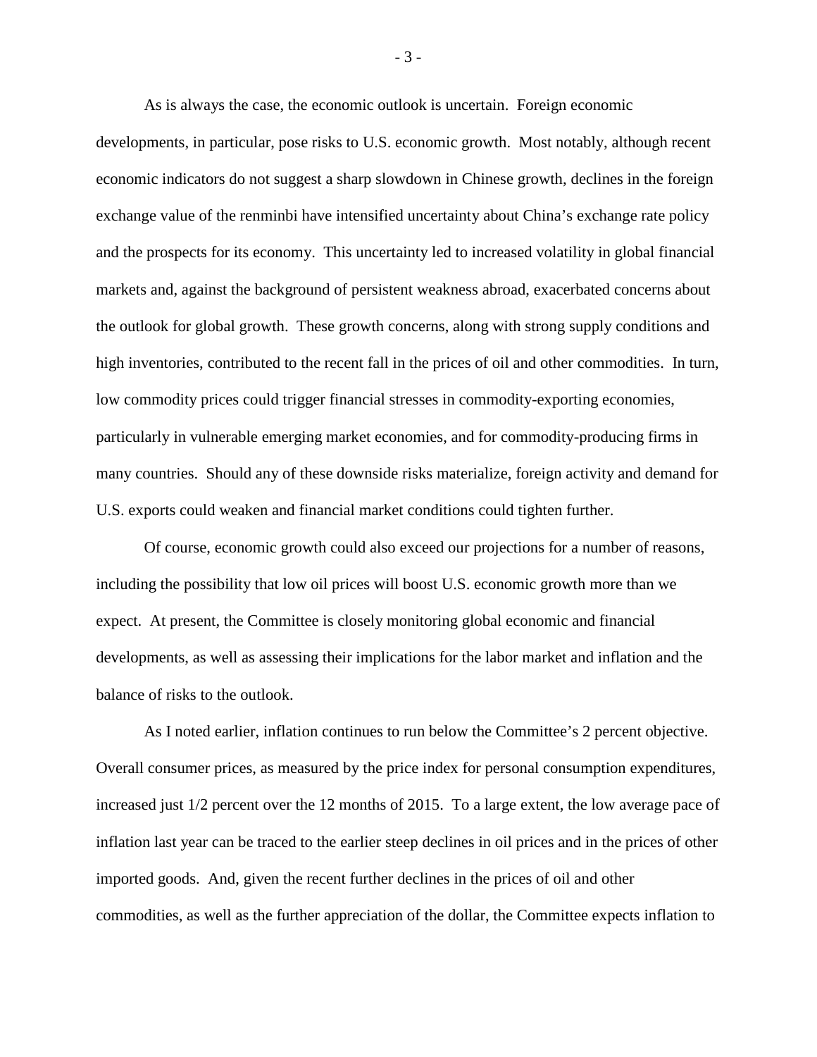As is always the case, the economic outlook is uncertain. Foreign economic developments, in particular, pose risks to U.S. economic growth. Most notably, although recent economic indicators do not suggest a sharp slowdown in Chinese growth, declines in the foreign exchange value of the renminbi have intensified uncertainty about China's exchange rate policy and the prospects for its economy. This uncertainty led to increased volatility in global financial markets and, against the background of persistent weakness abroad, exacerbated concerns about the outlook for global growth. These growth concerns, along with strong supply conditions and high inventories, contributed to the recent fall in the prices of oil and other commodities. In turn, low commodity prices could trigger financial stresses in commodity-exporting economies, particularly in vulnerable emerging market economies, and for commodity-producing firms in many countries. Should any of these downside risks materialize, foreign activity and demand for U.S. exports could weaken and financial market conditions could tighten further.

Of course, economic growth could also exceed our projections for a number of reasons, including the possibility that low oil prices will boost U.S. economic growth more than we expect. At present, the Committee is closely monitoring global economic and financial developments, as well as assessing their implications for the labor market and inflation and the balance of risks to the outlook.

As I noted earlier, inflation continues to run below the Committee's 2 percent objective. Overall consumer prices, as measured by the price index for personal consumption expenditures, increased just 1/2 percent over the 12 months of 2015. To a large extent, the low average pace of inflation last year can be traced to the earlier steep declines in oil prices and in the prices of other imported goods. And, given the recent further declines in the prices of oil and other commodities, as well as the further appreciation of the dollar, the Committee expects inflation to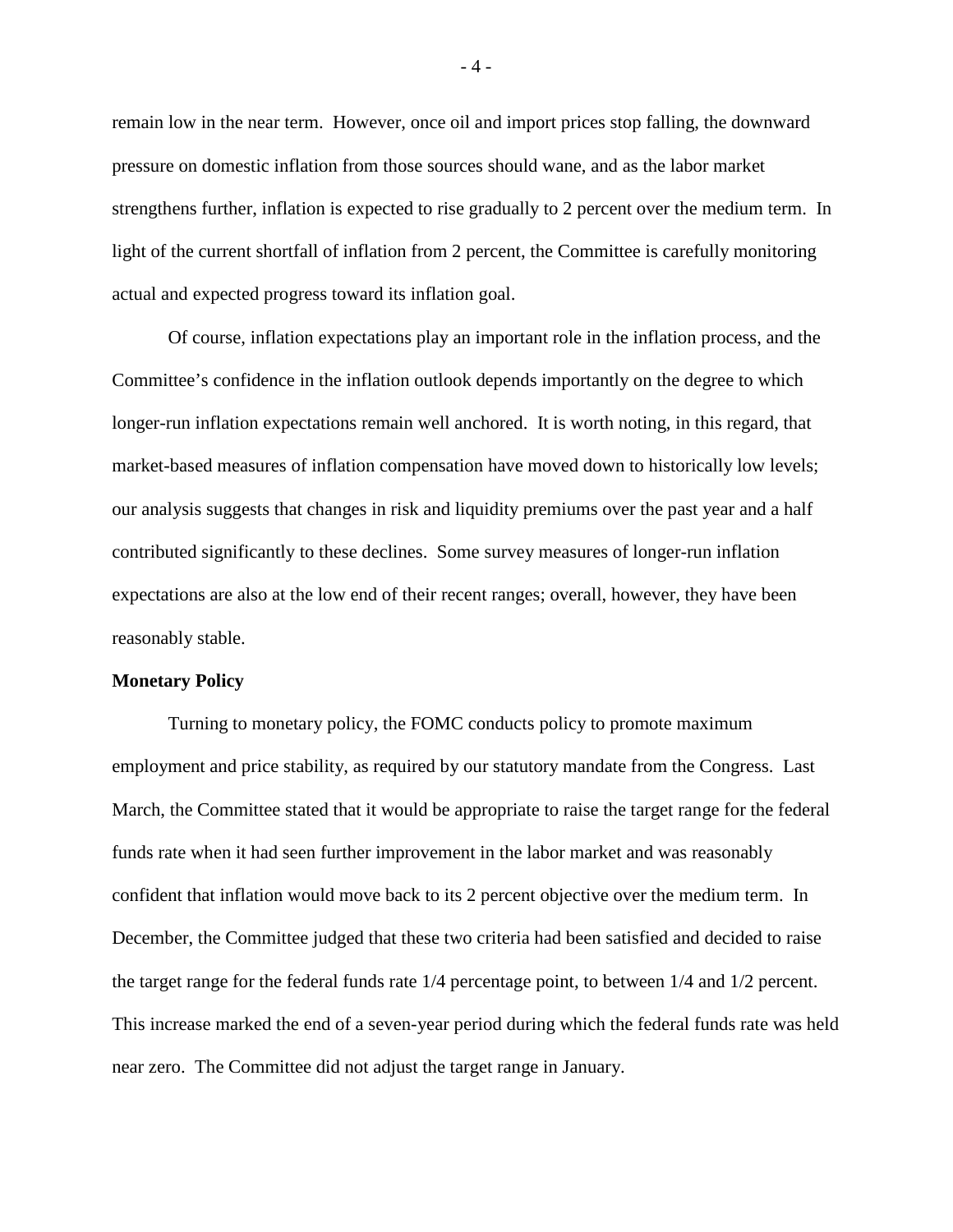remain low in the near term. However, once oil and import prices stop falling, the downward pressure on domestic inflation from those sources should wane, and as the labor market strengthens further, inflation is expected to rise gradually to 2 percent over the medium term. In light of the current shortfall of inflation from 2 percent, the Committee is carefully monitoring actual and expected progress toward its inflation goal.

Of course, inflation expectations play an important role in the inflation process, and the Committee's confidence in the inflation outlook depends importantly on the degree to which longer-run inflation expectations remain well anchored. It is worth noting, in this regard, that market-based measures of inflation compensation have moved down to historically low levels; our analysis suggests that changes in risk and liquidity premiums over the past year and a half contributed significantly to these declines. Some survey measures of longer-run inflation expectations are also at the low end of their recent ranges; overall, however, they have been reasonably stable.

**Monetary Policy**

Turning to monetary policy, the FOMC conducts policy to promote maximum employment and price stability, as required by our statutory mandate from the Congress. Last March, the Committee stated that it would be appropriate to raise the target range for the federal funds rate when it had seen further improvement in the labor market and was reasonably confident that inflation would move back to its 2 percent objective over the medium term. In December, the Committee judged that these two criteria had been satisfied and decided to raise the target range for the federal funds rate 1/4 percentage point, to between 1/4 and 1/2 percent. This increase marked the end of a seven-year period during which the federal funds rate was held near zero. The Committee did not adjust the target range in January.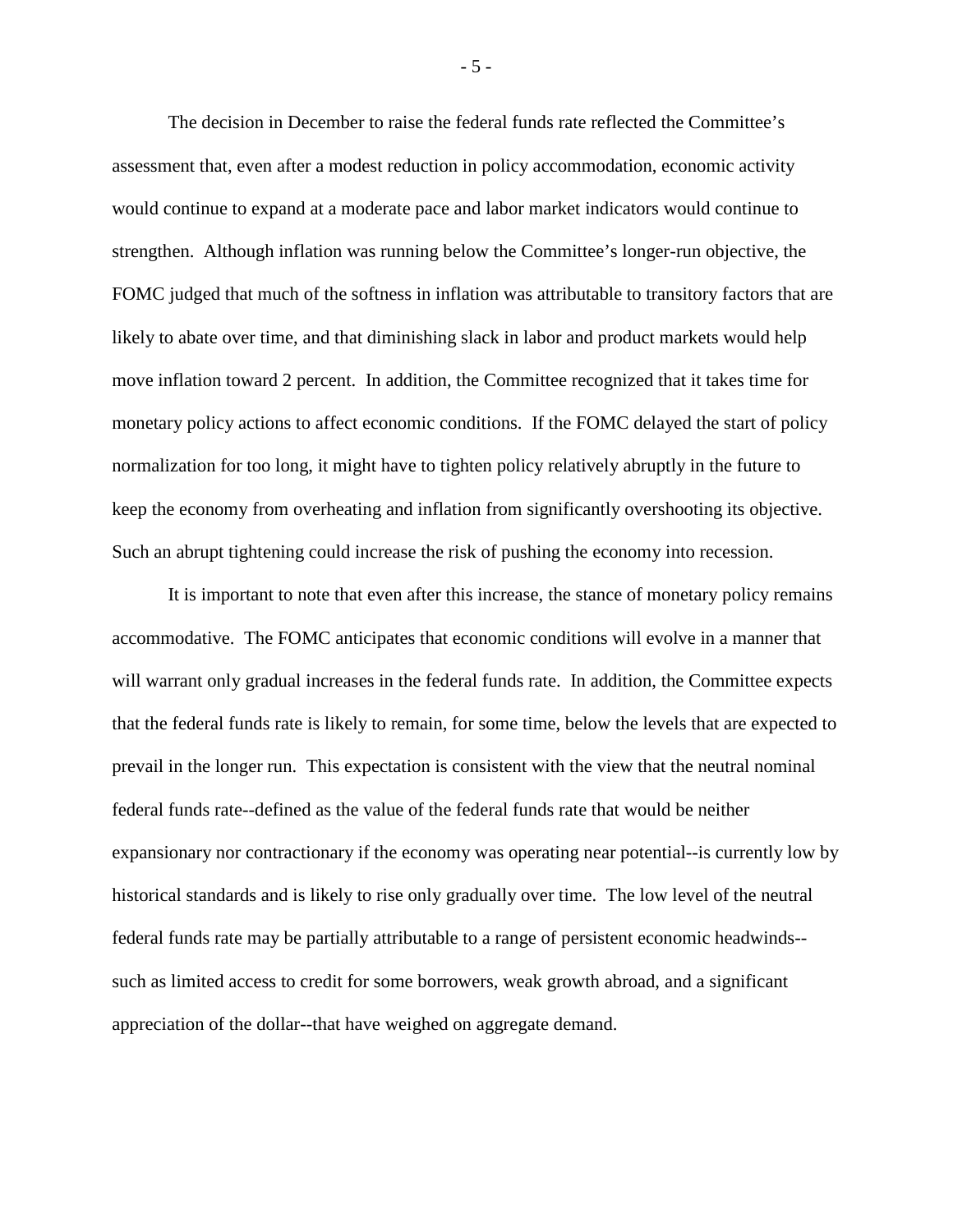The decision in December to raise the federal funds rate reflected the Committee's assessment that, even after a modest reduction in policy accommodation, economic activity would continue to expand at a moderate pace and labor market indicators would continue to strengthen. Although inflation was running below the Committee's longer-run objective, the FOMC judged that much of the softness in inflation was attributable to transitory factors that are likely to abate over time, and that diminishing slack in labor and product markets would help move inflation toward 2 percent. In addition, the Committee recognized that it takes time for monetary policy actions to affect economic conditions. If the FOMC delayed the start of policy normalization for too long, it might have to tighten policy relatively abruptly in the future to keep the economy from overheating and inflation from significantly overshooting its objective. Such an abrupt tightening could increase the risk of pushing the economy into recession.

It is important to note that even after this increase, the stance of monetary policy remains accommodative. The FOMC anticipates that economic conditions will evolve in a manner that will warrant only gradual increases in the federal funds rate. In addition, the Committee expects that the federal funds rate is likely to remain, for some time, below the levels that are expected to prevail in the longer run. This expectation is consistent with the view that the neutral nominal federal funds rate--defined as the value of the federal funds rate that would be neither expansionary nor contractionary if the economy was operating near potential--is currently low by historical standards and is likely to rise only gradually over time. The low level of the neutral federal funds rate may be partially attributable to a range of persistent economic headwinds--such as limited access to credit for some borrowers, weak growth abroad, and a significant appreciation of the dollar--that have weighed on aggregate demand.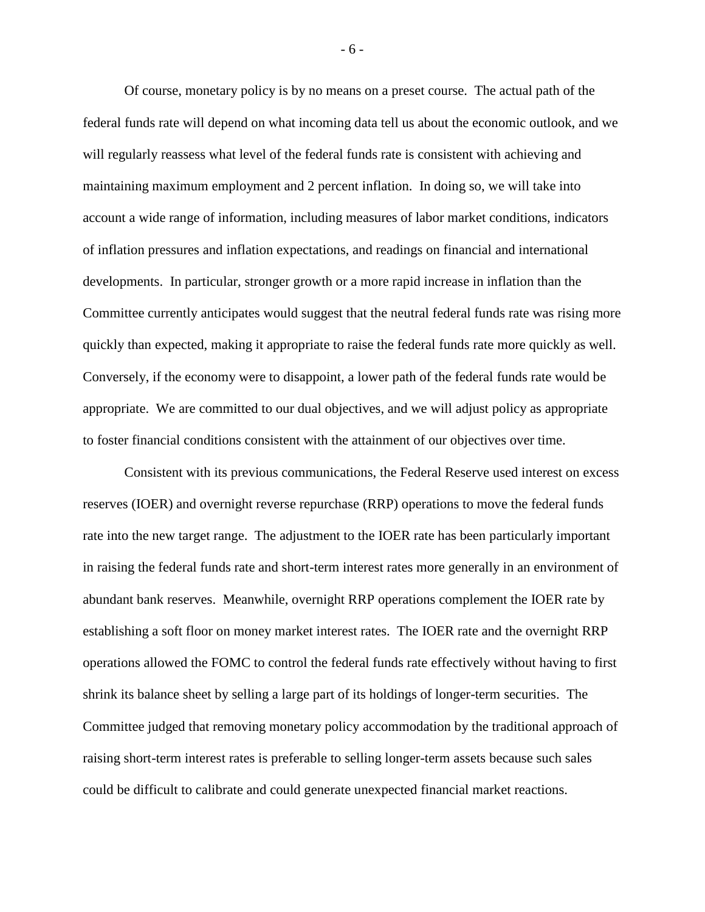Of course, monetary policy is by no means on a preset course. The actual path of the federal funds rate will depend on what incoming data tell us about the economic outlook, and we will regularly reassess what level of the federal funds rate is consistent with achieving and maintaining maximum employment and 2 percent inflation. In doing so, we will take into account a wide range of information, including measures of labor market conditions, indicators of inflation pressures and inflation expectations, and readings on financial and international developments. In particular, stronger growth or a more rapid increase in inflation than the Committee currently anticipates would suggest that the neutral federal funds rate was rising more quickly than expected, making it appropriate to raise the federal funds rate more quickly as well. Conversely, if the economy were to disappoint, a lower path of the federal funds rate would be appropriate. We are committed to our dual objectives, and we will adjust policy as appropriate to foster financial conditions consistent with the attainment of our objectives over time.

Consistent with its previous communications, the Federal Reserve used interest on excess reserves (IOER) and overnight reverse repurchase (RRP) operations to move the federal funds rate into the new target range. The adjustment to the IOER rate has been particularly important in raising the federal funds rate and short-term interest rates more generally in an environment of abundant bank reserves. Meanwhile, overnight RRP operations complement the IOER rate by establishing a soft floor on money market interest rates. The IOER rate and the overnight RRP operations allowed the FOMC to control the federal funds rate effectively without having to first shrink its balance sheet by selling a large part of its holdings of longer-term securities. The Committee judged that removing monetary policy accommodation by the traditional approach of raising short-term interest rates is preferable to selling longer-term assets because such sales could be difficult to calibrate and could generate unexpected financial market reactions.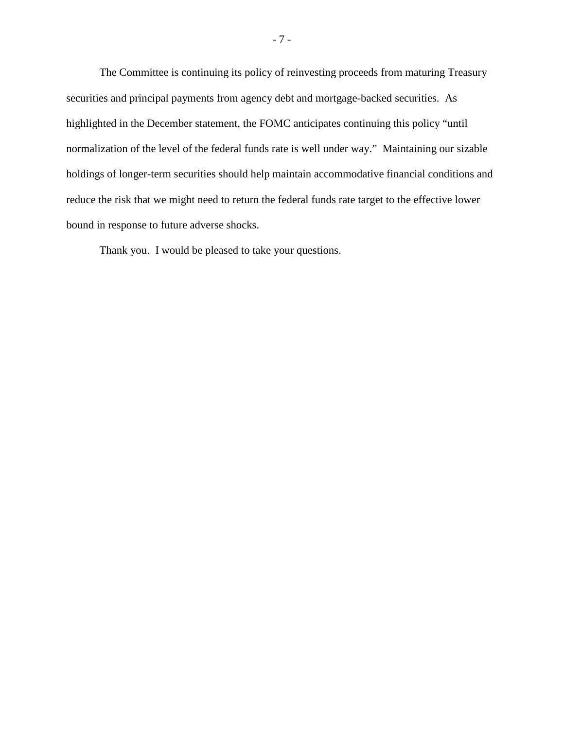The Committee is continuing its policy of reinvesting proceeds from maturing Treasury securities and principal payments from agency debt and mortgage-backed securities. As highlighted in the December statement, the FOMC anticipates continuing this policy "until normalization of the level of the federal funds rate is well under way." Maintaining our sizable holdings of longer-term securities should help maintain accommodative financial conditions and reduce the risk that we might need to return the federal funds rate target to the effective lower bound in response to future adverse shocks.

Thank you. I would be pleased to take your questions.